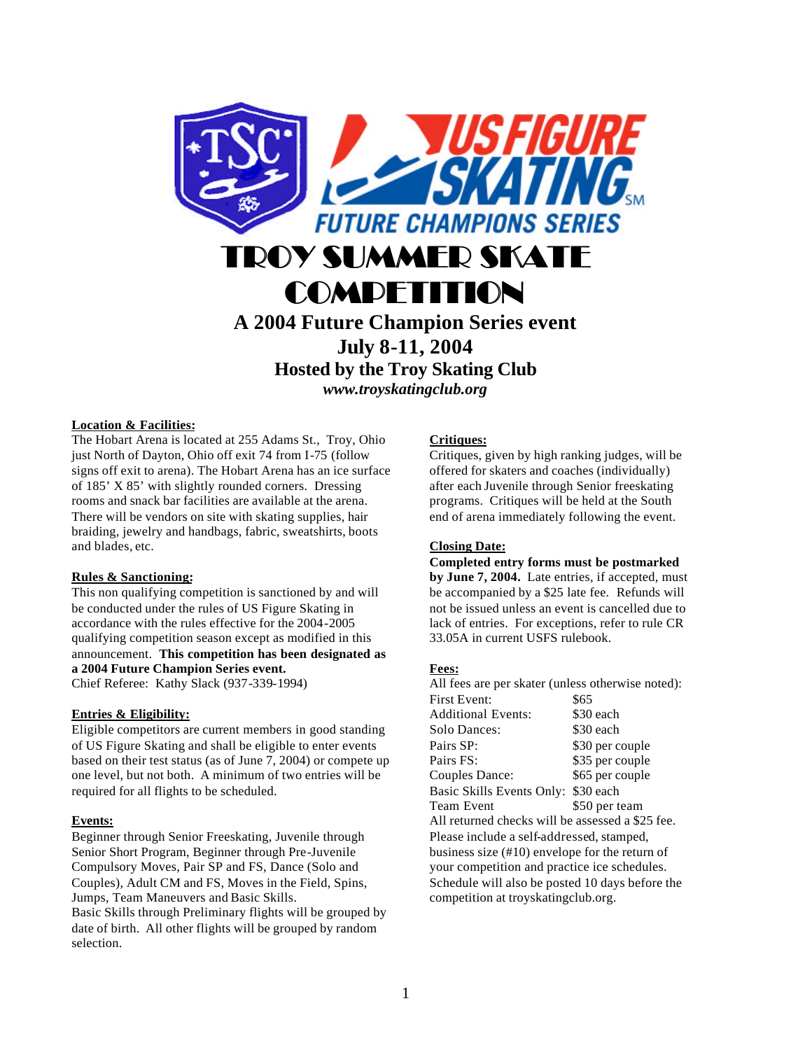# TROY SUMMER SKATE COMPETITION

## A 2004 Future Champion Series event

## July 8-11, 2004

### Hosted by the Troy Skating Club

***www.troyskatingclub.org***

**Location & Facilities:**

The Hobart Arena is located at 255 Adams St., Troy, Ohio just North of Dayton, Ohio off exit 74 from I-75 (follow signs off exit to arena). The Hobart Arena has an ice surface of 185' X 85' with slightly rounded corners. Dressing rooms and snack bar facilities are available at the arena. There will be vendors on site with skating supplies, hair braiding, jewelry and handbags, fabric, sweatshirts, boots and blades, etc.

**Rules & Sanctioning:**

This non qualifying competition is sanctioned by and will be conducted under the rules of US Figure Skating in accordance with the rules effective for the 2004-2005 qualifying competition season except as modified in this announcement. **This competition has been designated as a 2004 Future Champion Series event.**

Chief Referee: Kathy Slack (937-339-1994)

**Entries & Eligibility:**

Eligible competitors are current members in good standing of US Figure Skating and shall be eligible to enter events based on their test status (as of June 7, 2004) or compete up one level, but not both. A minimum of two entries will be required for all flights to be scheduled.

**Events:**

Beginner through Senior Freeskating, Juvenile through Senior Short Program, Beginner through Pre-Juvenile Compulsory Moves, Pair SP and FS, Dance (Solo and Couples), Adult CM and FS, Moves in the Field, Spins, Jumps, Team Maneuvers and Basic Skills.

Basic Skills through Preliminary flights will be grouped by date of birth. All other flights will be grouped by random selection.

**Critiques:**

Critiques, given by high ranking judges, will be offered for skaters and coaches (individually) after each Juvenile through Senior freeskating programs. Critiques will be held at the South end of arena immediately following the event.

**Closing Date:**

**Completed entry forms must be postmarked by June 7, 2004.** Late entries, if accepted, must be accompanied by a $25 late fee. Refunds will not be issued unless an event is cancelled due to lack of entries. For exceptions, refer to rule CR 33.05A in current USFS rulebook.

**Fees:**

All fees are per skater (unless otherwise noted):

| | |
|---|---|
| First Event: | $65 |
| Additional Events: | $30 each |
| Solo Dances: | $30 each |
| Pairs SP: | $30 per couple |
| Pairs FS: | $35 per couple |
| Couples Dance: | $65 per couple |
| Basic Skills Events Only: | $30 each |
| Team Event | $50 per team |

All returned checks will be assessed a $25 fee.

Please include a self-addressed, stamped, business size (#10) envelope for the return of your competition and practice ice schedules. Schedule will also be posted 10 days before the competition at troyskatingclub.org.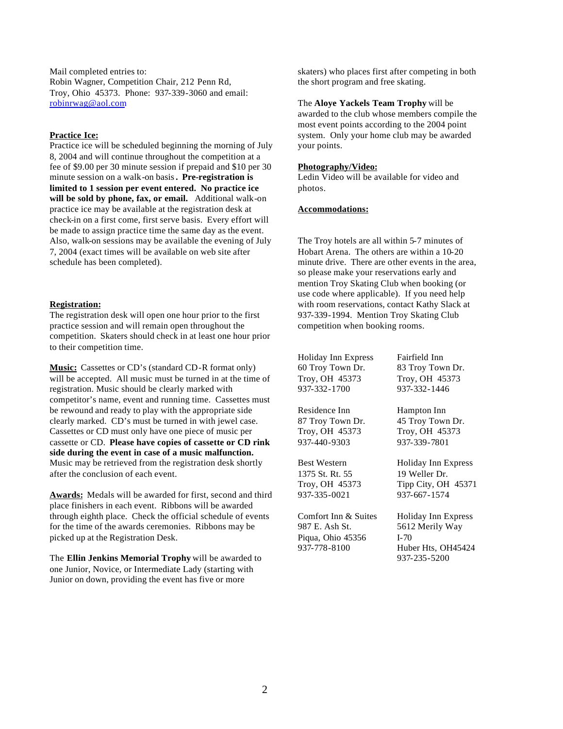Mail completed entries to:
Robin Wagner, Competition Chair, 212 Penn Rd, Troy, Ohio 45373. Phone: 937-339-3060 and email: robinrwag@aol.com

**Practice Ice:**

Practice ice will be scheduled beginning the morning of July 8, 2004 and will continue throughout the competition at a fee of $9.00 per 30 minute session if prepaid and $10 per 30 minute session on a walk-on basis**. Pre-registration is limited to 1 session per event entered. No practice ice will be sold by phone, fax, or email.** Additional walk-on practice ice may be available at the registration desk at check-in on a first come, first serve basis. Every effort will be made to assign practice time the same day as the event. Also, walk-on sessions may be available the evening of July 7, 2004 (exact times will be available on web site after schedule has been completed).

**Registration:**

The registration desk will open one hour prior to the first practice session and will remain open throughout the competition. Skaters should check in at least one hour prior to their competition time.

**Music:** Cassettes or CD's (standard CD-R format only) will be accepted. All music must be turned in at the time of registration. Music should be clearly marked with competitor's name, event and running time. Cassettes must be rewound and ready to play with the appropriate side clearly marked. CD's must be turned in with jewel case. Cassettes or CD must only have one piece of music per cassette or CD. **Please have copies of cassette or CD rink side during the event in case of a music malfunction.** Music may be retrieved from the registration desk shortly after the conclusion of each event.

**Awards:** Medals will be awarded for first, second and third place finishers in each event. Ribbons will be awarded through eighth place. Check the official schedule of events for the time of the awards ceremonies. Ribbons may be picked up at the Registration Desk.

The **Ellin Jenkins Memorial Trophy** will be awarded to one Junior, Novice, or Intermediate Lady (starting with Junior on down, providing the event has five or more skaters) who places first after competing in both the short program and free skating.

The **Aloye Yackels Team Trophy** will be awarded to the club whose members compile the most event points according to the 2004 point system. Only your home club may be awarded your points.

**Photography/Video:**

Ledin Video will be available for video and photos.

**Accommodations:**

The Troy hotels are all within 5-7 minutes of Hobart Arena. The others are within a 10-20 minute drive. There are other events in the area, so please make your reservations early and mention Troy Skating Club when booking (or use code where applicable). If you need help with room reservations, contact Kathy Slack at 937-339-1994. Mention Troy Skating Club competition when booking rooms.

Holiday Inn Express
60 Troy Town Dr.
Troy, OH 45373
937-332-1700

Fairfield Inn
83 Troy Town Dr.
Troy, OH 45373
937-332-1446

Residence Inn
87 Troy Town Dr.
Troy, OH 45373
937-440-9303

Hampton Inn
45 Troy Town Dr.
Troy, OH 45373
937-339-7801

Best Western
1375 St. Rt. 55
Troy, OH 45373
937-335-0021

Holiday Inn Express
19 Weller Dr.
Tipp City, OH 45371
937-667-1574

Comfort Inn & Suites
987 E. Ash St.
Piqua, Ohio 45356
937-778-8100

Holiday Inn Express
5612 Merily Way
I-70
Huber Hts, OH45424
937-235-5200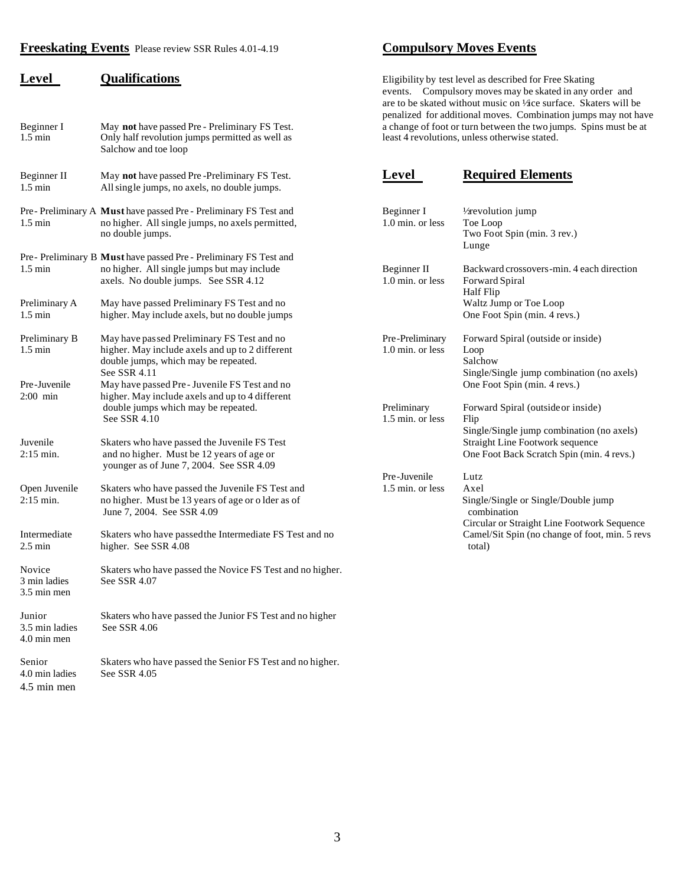## Freeskating Events

Please review SSR Rules 4.01-4.19

| Level | Qualifications |
| --- | --- |
| Beginner I<br>1.5 min | May **not** have passed Pre - Preliminary FS Test. Only half revolution jumps permitted as well as Salchow and toe loop |
| Beginner II<br>1.5 min | May **not** have passed Pre -Preliminary FS Test. All single jumps, no axels, no double jumps. |
| Pre- Preliminary A<br>1.5 min | **Must** have passed Pre - Preliminary FS Test and no higher. All single jumps, no axels permitted, no double jumps. |
| Pre- Preliminary B<br>1.5 min | **Must** have passed Pre - Preliminary FS Test and no higher. All single jumps but may include axels. No double jumps. See SSR 4.12 |
| Preliminary A<br>1.5 min | May have passed Preliminary FS Test and no higher. May include axels, but no double jumps |
| Preliminary B<br>1.5 min | May have passed Preliminary FS Test and no higher. May include axels and up to 2 different double jumps, which may be repeated. See SSR 4.11 |
| Pre-Juvenile<br>2:00 min | May have passed Pre - Juvenile FS Test and no higher. May include axels and up to 4 different double jumps which may be repeated. See SSR 4.10 |
| Juvenile<br>2:15 min. | Skaters who have passed the Juvenile FS Test and no higher. Must be 12 years of age or younger as of June 7, 2004. See SSR 4.09 |
| Open Juvenile<br>2:15 min. | Skaters who have passed the Juvenile FS Test and no higher. Must be 13 years of age or older as of June 7, 2004. See SSR 4.09 |
| Intermediate<br>2.5 min | Skaters who have passed the Intermediate FS Test and no higher. See SSR 4.08 |
| Novice<br>3 min ladies<br>3.5 min men | Skaters who have passed the Novice FS Test and no higher. See SSR 4.07 |
| Junior<br>3.5 min ladies<br>4.0 min men | Skaters who have passed the Junior FS Test and no higher See SSR 4.06 |
| Senior<br>4.0 min ladies<br>4.5 min men | Skaters who have passed the Senior FS Test and no higher. See SSR 4.05 |

## Compulsory Moves Events

Eligibility by test level as described for Free Skating events. Compulsory moves may be skated in any order and are to be skated without music on ½ ice surface. Skaters will be penalized for additional moves. Combination jumps may not have a change of foot or turn between the two jumps. Spins must be at least 4 revolutions, unless otherwise stated.

| Level | Required Elements |
| --- | --- |
| Beginner I<br>1.0 min. or less | ½ revolution jump<br>Toe Loop<br>Two Foot Spin (min. 3 rev.)<br>Lunge |
| Beginner II<br>1.0 min. or less | Backward crossovers-min. 4 each direction<br>Forward Spiral<br>Half Flip<br>Waltz Jump or Toe Loop<br>One Foot Spin (min. 4 revs.) |
| Pre-Preliminary<br>1.0 min. or less | Forward Spiral (outside or inside)<br>Loop<br>Salchow<br>Single/Single jump combination (no axels)<br>One Foot Spin (min. 4 revs.) |
| Preliminary<br>1.5 min. or less | Forward Spiral (outside or inside)<br>Flip<br>Single/Single jump combination (no axels)<br>Straight Line Footwork sequence<br>One Foot Back Scratch Spin (min. 4 revs.) |
| Pre-Juvenile<br>1.5 min. or less | Lutz<br>Axel<br>Single/Single or Single/Double jump combination<br>Circular or Straight Line Footwork Sequence<br>Camel/Sit Spin (no change of foot, min. 5 revs total) |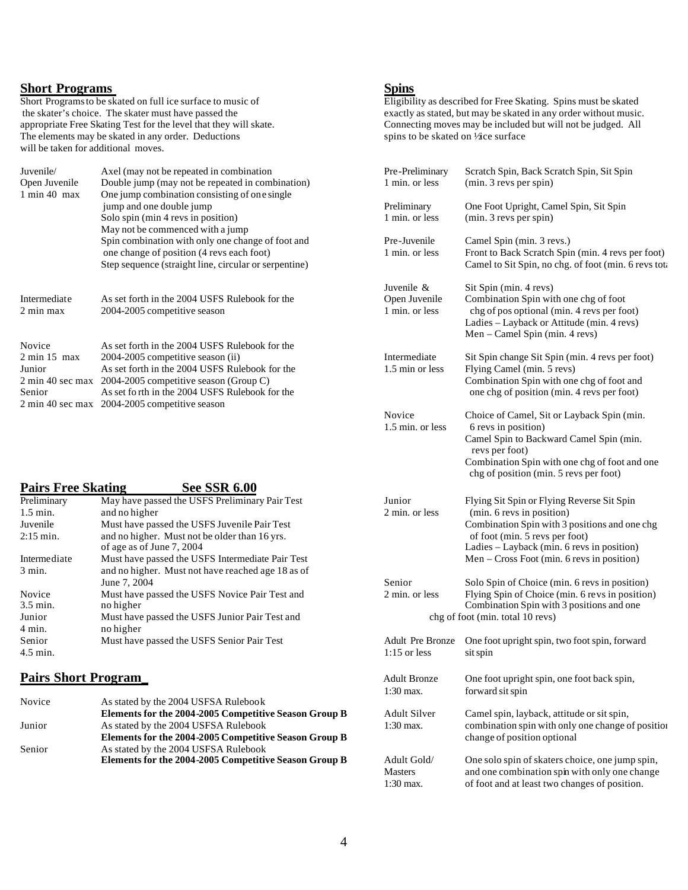## Short Programs

Short Programs to be skated on full ice surface to music of the skater's choice. The skater must have passed the appropriate Free Skating Test for the level that they will skate. The elements may be skated in any order. Deductions will be taken for additional moves.

| | |
|---|---|
| Juvenile/ Open Juvenile 1 min 40 max | Axel (may not be repeated in combination<br>Double jump (may not be repeated in combination)<br>One jump combination consisting of one single jump and one double jump<br>Solo spin (min 4 revs in position)<br>May not be commenced with a jump<br>Spin combination with only one change of foot and one change of position (4 revs each foot)<br>Step sequence (straight line, circular or serpentine) |
| Intermediate 2 min max | As set forth in the 2004 USFS Rulebook for the 2004-2005 competitive season |
| Novice 2 min 15 max | As set forth in the 2004 USFS Rulebook for the 2004-2005 competitive season (ii) |
| Junior 2 min 40 sec max | As set forth in the 2004 USFS Rulebook for the 2004-2005 competitive season (Group C) |
| Senior 2 min 40 sec max | As set fo rth in the 2004 USFS Rulebook for the 2004-2005 competitive season |

## Pairs Free Skating See SSR 6.00

| | |
|---|---|
| Preliminary 1.5 min. | May have passed the USFS Preliminary Pair Test and no higher |
| Juvenile 2:15 min. | Must have passed the USFS Juvenile Pair Test and no higher. Must not be older than 16 yrs. of age as of June 7, 2004 |
| Intermediate 3 min. | Must have passed the USFS Intermediate Pair Test and no higher. Must not have reached age 18 as of June 7, 2004 |
| Novice 3.5 min. | Must have passed the USFS Novice Pair Test and no higher |
| Junior 4 min. | Must have passed the USFS Junior Pair Test and no higher |
| Senior 4.5 min. | Must have passed the USFS Senior Pair Test |

## Pairs Short Program

| | |
|---|---|
| Novice | As stated by the 2004 USFSA Rulebook<br>**Elements for the 2004-2005 Competitive Season Group B** |
| Junior | As stated by the 2004 USFSA Rulebook<br>**Elements for the 2004-2005 Competitive Season Group B** |
| Senior | As stated by the 2004 USFSA Rulebook<br>**Elements for the 2004-2005 Competitive Season Group B** |

## Spins

Eligibility as described for Free Skating. Spins must be skated exactly as stated, but may be skated in any order without music. Connecting moves may be included but will not be judged. All spins to be skated on ½ ice surface

| | |
|---|---|
| Pre-Preliminary 1 min. or less | Scratch Spin, Back Scratch Spin, Sit Spin (min. 3 revs per spin) |
| Preliminary 1 min. or less | One Foot Upright, Camel Spin, Sit Spin (min. 3 revs per spin) |
| Pre-Juvenile 1 min. or less | Camel Spin (min. 3 revs.)<br>Front to Back Scratch Spin (min. 4 revs per foot)<br>Camel to Sit Spin, no chg. of foot (min. 6 revs tota |
| Juvenile & Open Juvenile 1 min. or less | Sit Spin (min. 4 revs)<br>Combination Spin with one chg of foot chg of pos optional (min. 4 revs per foot)<br>Ladies – Layback or Attitude (min. 4 revs)<br>Men – Camel Spin (min. 4 revs) |
| Intermediate 1.5 min or less | Sit Spin change Sit Spin (min. 4 revs per foot)<br>Flying Camel (min. 5 revs)<br>Combination Spin with one chg of foot and one chg of position (min. 4 revs per foot) |
| Novice 1.5 min. or less | Choice of Camel, Sit or Layback Spin (min. 6 revs in position)<br>Camel Spin to Backward Camel Spin (min. revs per foot)<br>Combination Spin with one chg of foot and one chg of position (min. 5 revs per foot) |
| Junior 2 min. or less | Flying Sit Spin or Flying Reverse Sit Spin (min. 6 revs in position)<br>Combination Spin with 3 positions and one chg of foot (min. 5 revs per foot)<br>Ladies – Layback (min. 6 revs in position)<br>Men – Cross Foot (min. 6 revs in position) |
| Senior 2 min. or less | Solo Spin of Choice (min. 6 revs in position)<br>Flying Spin of Choice (min. 6 revs in position)<br>Combination Spin with 3 positions and one chg of foot (min. total 10 revs) |
| Adult Pre Bronze 1:15 or less | One foot upright spin, two foot spin, forward sit spin |
| Adult Bronze 1:30 max. | One foot upright spin, one foot back spin, forward sit spin |
| Adult Silver 1:30 max. | Camel spin, layback, attitude or sit spin, combination spin with only one change of positio change of position optional |
| Adult Gold/ Masters 1:30 max. | One solo spin of skaters choice, one jump spin, and one combination spin with only one change of foot and at least two changes of position. |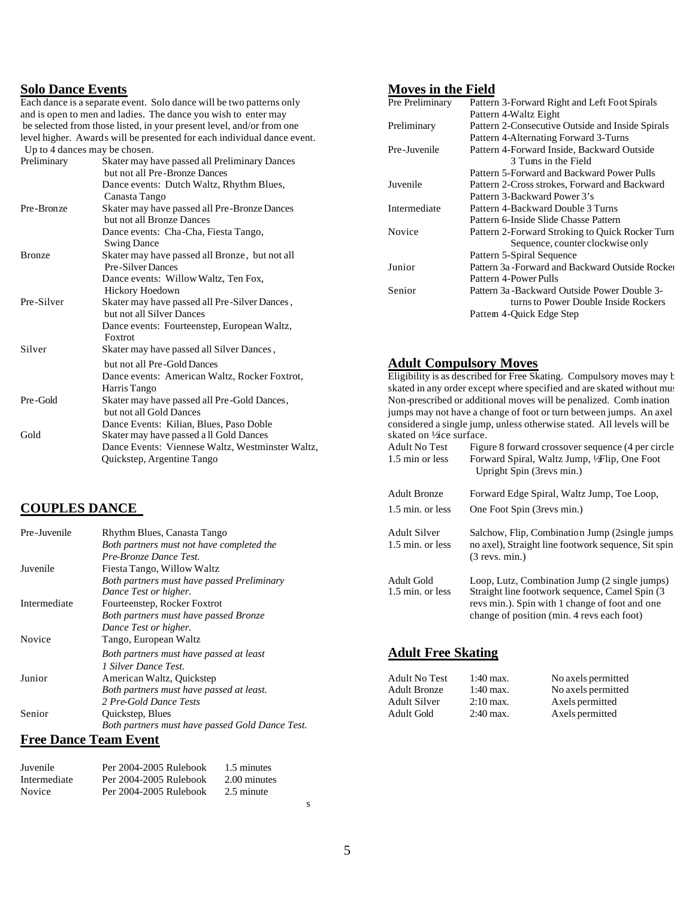## Solo Dance Events

Each dance is a separate event. Solo dance will be two patterns only and is open to men and ladies. The dance you wish to enter may be selected from those listed, in your present level, and/or from one level higher. Awards will be presented for each individual dance event. Up to 4 dances may be chosen.

| | |
|---|---|
| Preliminary | Skater may have passed all Preliminary Dances but not all Pre-Bronze Dances<br>Dance events: Dutch Waltz, Rhythm Blues, Canasta Tango |
| Pre-Bronze | Skater may have passed all Pre-Bronze Dances but not all Bronze Dances<br>Dance events: Cha-Cha, Fiesta Tango, Swing Dance |
| Bronze | Skater may have passed all Bronze, but not all Pre-Silver Dances<br>Dance events: Willow Waltz, Ten Fox, Hickory Hoedown |
| Pre-Silver | Skater may have passed all Pre-Silver Dances, but not all Silver Dances<br>Dance events: Fourteenstep, European Waltz, Foxtrot |
| Silver | Skater may have passed all Silver Dances, but not all Pre-Gold Dances<br>Dance events: American Waltz, Rocker Foxtrot, Harris Tango |
| Pre-Gold | Skater may have passed all Pre-Gold Dances, but not all Gold Dances<br>Dance Events: Kilian, Blues, Paso Doble |
| Gold | Skater may have passed a ll Gold Dances<br>Dance Events: Viennese Waltz, Westminster Waltz, Quickstep, Argentine Tango |

## COUPLES DANCE

| | |
|---|---|
| Pre-Juvenile | Rhythm Blues, Canasta Tango<br>*Both partners must not have completed the Pre-Bronze Dance Test.* |
| Juvenile | Fiesta Tango, Willow Waltz<br>*Both partners must have passed Preliminary Dance Test or higher.* |
| Intermediate | Fourteenstep, Rocker Foxtrot<br>*Both partners must have passed Bronze Dance Test or higher.* |
| Novice | Tango, European Waltz<br>*Both partners must have passed at least 1 Silver Dance Test.* |
| Junior | American Waltz, Quickstep<br>*Both partners must have passed at least. 2 Pre-Gold Dance Tests* |
| Senior | Quickstep, Blues<br>*Both partners must have passed Gold Dance Test.* |

## Free Dance Team Event

| | | |
|---|---|---|
| Juvenile | Per 2004-2005 Rulebook | 1.5 minutes |
| Intermediate | Per 2004-2005 Rulebook | 2.00 minutes |
| Novice | Per 2004-2005 Rulebook | 2.5 minutes |

## Moves in the Field

| | |
|---|---|
| Pre Preliminary | Pattern 3-Forward Right and Left Foot Spirals<br>Pattern 4-Waltz Eight |
| Preliminary | Pattern 2-Consecutive Outside and Inside Spirals<br>Pattern 4-Alternating Forward 3-Turns |
| Pre-Juvenile | Pattern 4-Forward Inside, Backward Outside 3 Turns in the Field<br>Pattern 5-Forward and Backward Power Pulls |
| Juvenile | Pattern 2-Cross strokes, Forward and Backward<br>Pattern 3-Backward Power 3's |
| Intermediate | Pattern 4-Backward Double 3 Turns<br>Pattern 6-Inside Slide Chasse Pattern |
| Novice | Pattern 2-Forward Stroking to Quick Rocker Turn Sequence, counter clockwise only<br>Pattern 5-Spiral Sequence |
| Junior | Pattern 3a-Forward and Backward Outside Rocker<br>Pattern 4-Power Pulls |
| Senior | Pattern 3a-Backward Outside Power Double 3-turns to Power Double Inside Rockers<br>Pattern 4-Quick Edge Step |

## Adult Compulsory Moves

Eligibility is as described for Free Skating. Compulsory moves may b skated in any order except where specified and are skated without mus Non-prescribed or additional moves will be penalized. Comb ination jumps may not have a change of foot or turn between jumps. An axel considered a single jump, unless otherwise stated. All levels will be skated on ½ ice surface.

| | |
|---|---|
| Adult No Test<br>1.5 min or less | Figure 8 forward crossover sequence (4 per circle<br>Forward Spiral, Waltz Jump, ½ Flip, One Foot Upright Spin (3revs min.) |
| Adult Bronze<br>1.5 min. or less | Forward Edge Spiral, Waltz Jump, Toe Loop, One Foot Spin (3revs min.) |
| Adult Silver<br>1.5 min. or less | Salchow, Flip, Combination Jump (2single jumps, no axel), Straight line footwork sequence, Sit spin (3 revs. min.) |
| Adult Gold<br>1.5 min. or less | Loop, Lutz, Combination Jump (2 single jumps) Straight line footwork sequence, Camel Spin (3 revs min.). Spin with 1 change of foot and one change of position (min. 4 revs each foot) |

## Adult Free Skating

| | | |
|---|---|---|
| Adult No Test | 1:40 max. | No axels permitted |
| Adult Bronze | 1:40 max. | No axels permitted |
| Adult Silver | 2:10 max. | Axels permitted |
| Adult Gold | 2:40 max. | Axels permitted |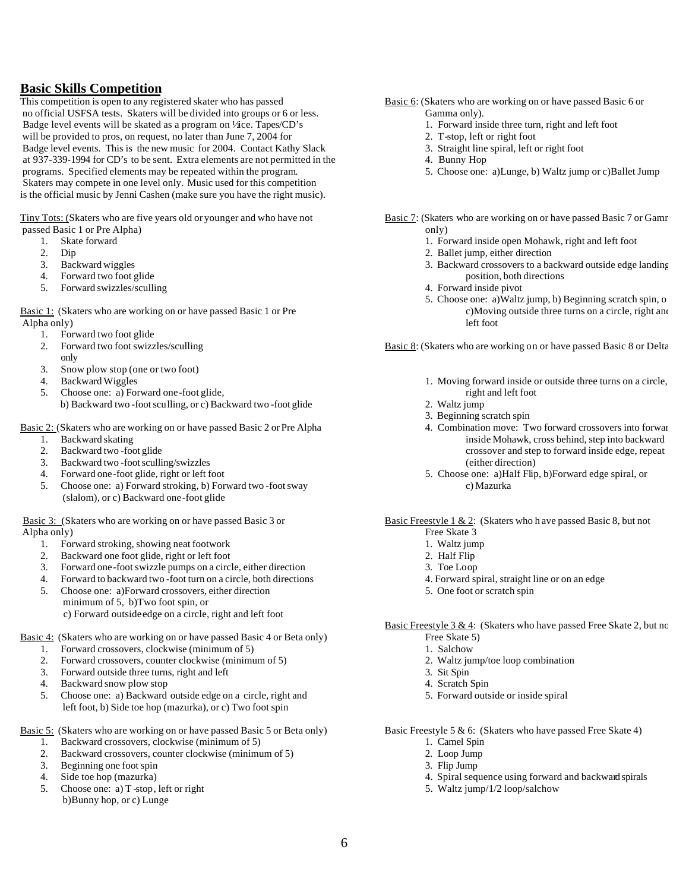## Basic Skills Competition

This competition is open to any registered skater who has passed no official USFSA tests. Skaters will be divided into groups or 6 or less. Badge level events will be skated as a program on ½ ice. Tapes/CD's will be provided to pros, on request, no later than June 7, 2004 for Badge level events. This is the new music for 2004. Contact Kathy Slack at 937-339-1994 for CD's to be sent. Extra elements are not permitted in the programs. Specified elements may be repeated within the program. Skaters may compete in one level only. Music used for this competition is the official music by Jenni Cashen (make sure you have the right music).

Tiny Tots: (Skaters who are five years old or younger and who have not passed Basic 1 or Pre Alpha)

1. Skate forward
2. Dip
3. Backward wiggles
4. Forward two foot glide
5. Forward swizzles/sculling

Basic 1: (Skaters who are working on or have passed Basic 1 or Pre Alpha only)

1. Forward two foot glide
2. Forward two foot swizzles/sculling only
3. Snow plow stop (one or two foot)
4. Backward Wiggles
5. Choose one: a) Forward one-foot glide, b) Backward two-foot sculling, or c) Backward two-foot glide

Basic 2: (Skaters who are working on or have passed Basic 2 or Pre Alpha

1. Backward skating
2. Backward two-foot glide
3. Backward two-foot sculling/swizzles
4. Forward one-foot glide, right or left foot
5. Choose one: a) Forward stroking, b) Forward two-foot sway (slalom), or c) Backward one-foot glide

Basic 3: (Skaters who are working on or have passed Basic 3 or Alpha only)

1. Forward stroking, showing neat footwork
2. Backward one foot glide, right or left foot
3. Forward one-foot swizzle pumps on a circle, either direction
4. Forward to backward two-foot turn on a circle, both directions
5. Choose one: a)Forward crossovers, either direction minimum of 5, b)Two foot spin, or c) Forward outside edge on a circle, right and left foot

Basic 4: (Skaters who are working on or have passed Basic 4 or Beta only)

1. Forward crossovers, clockwise (minimum of 5)
2. Forward crossovers, counter clockwise (minimum of 5)
3. Forward outside three turns, right and left
4. Backward snow plow stop
5. Choose one: a) Backward outside edge on a circle, right and left foot, b) Side toe hop (mazurka), or c) Two foot spin

Basic 5: (Skaters who are working on or have passed Basic 5 or Beta only)

1. Backward crossovers, clockwise (minimum of 5)
2. Backward crossovers, counter clockwise (minimum of 5)
3. Beginning one foot spin
4. Side toe hop (mazurka)
5. Choose one: a) T-stop, left or right b)Bunny hop, or c) Lunge

Basic 6: (Skaters who are working on or have passed Basic 6 or Gamma only).

1. Forward inside three turn, right and left foot
2. T-stop, left or right foot
3. Straight line spiral, left or right foot
4. Bunny Hop
5. Choose one: a)Lunge, b) Waltz jump or c)Ballet Jump

Basic 7: (Skaters who are working on or have passed Basic 7 or Gamma only)

1. Forward inside open Mohawk, right and left foot
2. Ballet jump, either direction
3. Backward crossovers to a backward outside edge landing position, both directions
4. Forward inside pivot
5. Choose one: a)Waltz jump, b) Beginning scratch spin, or c)Moving outside three turns on a circle, right and left foot

Basic 8: (Skaters who are working on or have passed Basic 8 or Delta

1. Moving forward inside or outside three turns on a circle, right and left foot
2. Waltz jump
3. Beginning scratch spin
4. Combination move: Two forward crossovers into forward inside Mohawk, cross behind, step into backward crossover and step to forward inside edge, repeat (either direction)
5. Choose one: a)Half Flip, b)Forward edge spiral, or c) Mazurka

Basic Freestyle 1 & 2: (Skaters who have passed Basic 8, but not Free Skate 3

1. Waltz jump
2. Half Flip
3. Toe Loop
4. Forward spiral, straight line or on an edge
5. One foot or scratch spin

Basic Freestyle 3 & 4: (Skaters who have passed Free Skate 2, but not Free Skate 5)

1. Salchow
2. Waltz jump/toe loop combination
3. Sit Spin
4. Scratch Spin
5. Forward outside or inside spiral

Basic Freestyle 5 & 6: (Skaters who have passed Free Skate 4)

1. Camel Spin
2. Loop Jump
3. Flip Jump
4. Spiral sequence using forward and backward spirals
5. Waltz jump/1/2 loop/salchow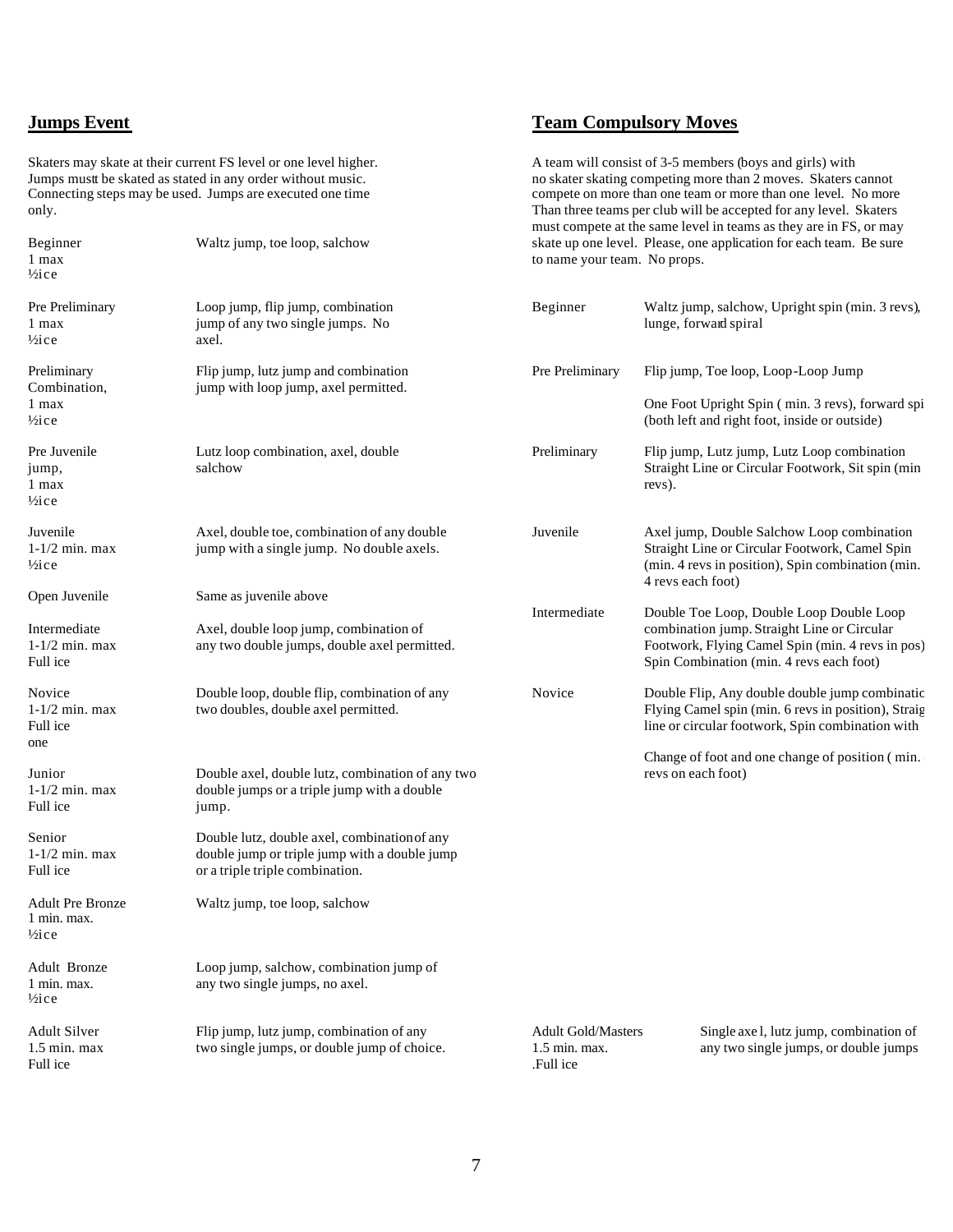## Jumps Event

Skaters may skate at their current FS level or one level higher. Jumps mustt be skated as stated in any order without music. Connecting steps may be used. Jumps are executed one time only.

| Level | Jumps |
|---|---|
| Beginner<br>1 max<br>½ice | Waltz jump, toe loop, salchow |
| Pre Preliminary<br>1 max<br>½ice | Loop jump, flip jump, combination jump of any two single jumps. No axel. |
| Preliminary<br>Combination,<br>1 max<br>½ice | Flip jump, lutz jump and combination jump with loop jump, axel permitted. |
| Pre Juvenile<br>jump,<br>1 max<br>½ice | Lutz loop combination, axel, double salchow |
| Juvenile<br>1-1/2 min. max<br>½ice | Axel, double toe, combination of any double jump with a single jump. No double axels. |
| Open Juvenile | Same as juvenile above |
| Intermediate<br>1-1/2 min. max<br>Full ice | Axel, double loop jump, combination of any two double jumps, double axel permitted. |
| Novice<br>1-1/2 min. max<br>Full ice<br>one | Double loop, double flip, combination of any two doubles, double axel permitted. |
| Junior<br>1-1/2 min. max<br>Full ice | Double axel, double lutz, combination of any two double jumps or a triple jump with a double jump. |
| Senior<br>1-1/2 min. max<br>Full ice | Double lutz, double axel, combination of any double jump or triple jump with a double jump or a triple triple combination. |
| Adult Pre Bronze<br>1 min. max.<br>½ice | Waltz jump, toe loop, salchow |
| Adult Bronze<br>1 min. max.<br>½ice | Loop jump, salchow, combination jump of any two single jumps, no axel. |
| Adult Silver<br>1.5 min. max<br>Full ice | Flip jump, lutz jump, combination of any two single jumps, or double jump of choice. |
| Adult Gold/Masters<br>1.5 min. max.<br>.Full ice | Single axe l, lutz jump, combination of any two single jumps, or double jumps |

## Team Compulsory Moves

A team will consist of 3-5 members (boys and girls) with no skater skating competing more than 2 moves. Skaters cannot compete on more than one team or more than one level. No more Than three teams per club will be accepted for any level. Skaters must compete at the same level in teams as they are in FS, or may skate up one level. Please, one application for each team. Be sure to name your team. No props.

| Level | Moves |
|---|---|
| Beginner | Waltz jump, salchow, Upright spin (min. 3 revs), lunge, forward spiral |
| Pre Preliminary | Flip jump, Toe loop, Loop-Loop Jump<br><br>One Foot Upright Spin ( min. 3 revs), forward spi (both left and right foot, inside or outside) |
| Preliminary | Flip jump, Lutz jump, Lutz Loop combination Straight Line or Circular Footwork, Sit spin (min revs). |
| Juvenile | Axel jump, Double Salchow Loop combination Straight Line or Circular Footwork, Camel Spin (min. 4 revs in position), Spin combination (min. 4 revs each foot) |
| Intermediate | Double Toe Loop, Double Loop Double Loop combination jump. Straight Line or Circular Footwork, Flying Camel Spin (min. 4 revs in pos) Spin Combination (min. 4 revs each foot) |
| Novice | Double Flip, Any double double jump combinatic Flying Camel spin (min. 6 revs in position), Straig line or circular footwork, Spin combination with<br><br>Change of foot and one change of position ( min. revs on each foot) |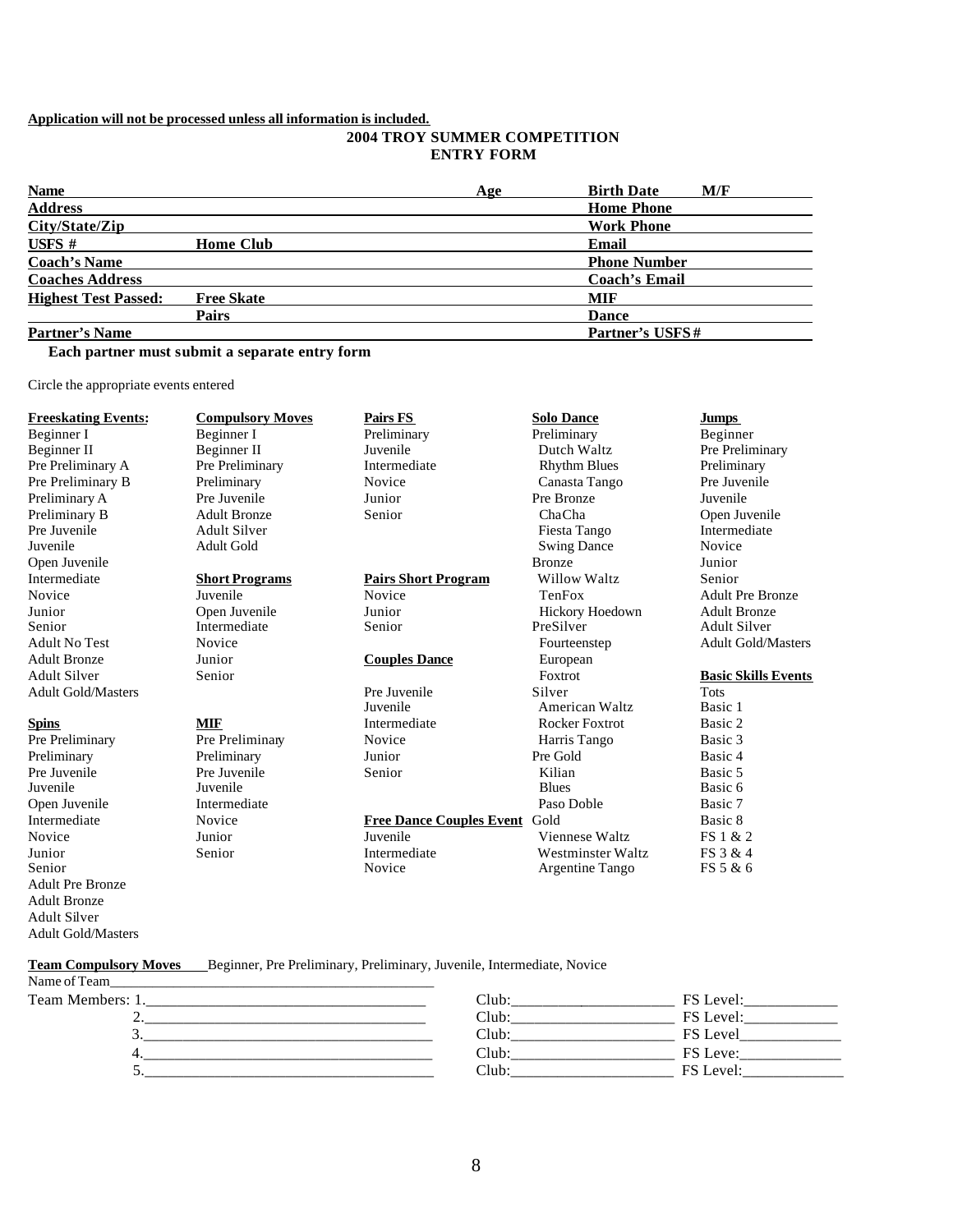**Application will not be processed unless all information is included.**

## 2004 TROY SUMMER COMPETITION
## ENTRY FORM

| | | | |
|---|---|---|---|
| **Name** | | **Age** | **Birth Date** **M/F** |
| **Address** | | | **Home Phone** |
| **City/State/Zip** | | | **Work Phone** |
| **USFS #** | **Home Club** | | **Email** |
| **Coach's Name** | | | **Phone Number** |
| **Coaches Address** | | | **Coach's Email** |
| **Highest Test Passed:** | **Free Skate** | | **MIF** |
| | **Pairs** | | **Dance** |
| **Partner's Name** | | | **Partner's USFS#** |

**Each partner must submit a separate entry form**

Circle the appropriate events entered

**Freeskating Events:**
- Beginner I
- Beginner II
- Pre Preliminary A
- Pre Preliminary B
- Preliminary A
- Preliminary B
- Pre Juvenile
- Juvenile
- Open Juvenile
- Intermediate
- Novice
- Junior
- Senior
- Adult No Test
- Adult Bronze
- Adult Silver
- Adult Gold/Masters

**Spins**
- Pre Preliminary
- Preliminary
- Pre Juvenile
- Juvenile
- Open Juvenile
- Intermediate
- Novice
- Junior
- Senior
- Adult Pre Bronze
- Adult Bronze
- Adult Silver
- Adult Gold/Masters

**Compulsory Moves**
- Beginner I
- Beginner II
- Pre Preliminary
- Preliminary
- Pre Juvenile
- Adult Bronze
- Adult Silver
- Adult Gold

**Short Programs**
- Juvenile
- Open Juvenile
- Intermediate
- Novice
- Junior
- Senior

**MIF**
- Pre Preliminay
- Preliminary
- Pre Juvenile
- Juvenile
- Intermediate
- Novice
- Junior
- Senior

**Pairs FS**
- Preliminary
- Juvenile
- Intermediate
- Novice
- Junior
- Senior

**Pairs Short Program**
- Novice
- Junior
- Senior

**Couples Dance**
- Pre Juvenile
- Juvenile
- Intermediate
- Novice
- Junior
- Senior

**Free Dance Couples Event**
- Juvenile
- Intermediate
- Novice

**Solo Dance**
- Preliminary
  - Dutch Waltz
  - Rhythm Blues
  - Canasta Tango
- Pre Bronze
  - ChaCha
  - Fiesta Tango
  - Swing Dance
- Bronze
  - Willow Waltz
  - TenFox
  - Hickory Hoedown
- PreSilver
  - Fourteenstep
  - European
  - Foxtrot
- Silver
  - American Waltz
  - Rocker Foxtrot
  - Harris Tango
- Pre Gold
  - Kilian
  - Blues
  - Paso Doble
- Gold
  - Viennese Waltz
  - Westminster Waltz
  - Argentine Tango

**Jumps**
- Beginner
- Pre Preliminary
- Preliminary
- Pre Juvenile
- Juvenile
- Open Juvenile
- Intermediate
- Novice
- Junior
- Senior
- Adult Pre Bronze
- Adult Bronze
- Adult Silver
- Adult Gold/Masters

**Basic Skills Events**
- Tots
- Basic 1
- Basic 2
- Basic 3
- Basic 4
- Basic 5
- Basic 6
- Basic 7
- Basic 8
- FS 1 & 2
- FS 3 & 4
- FS 5 & 6

**Team Compulsory Moves** Beginner, Pre Preliminary, Preliminary, Juvenile, Intermediate, Novice

Name of Team______________________________________________

| Team Members: | Club: | FS Level: |
|---|---|---|
| 1.____________________ | Club:____________ | FS Level:__________ |
| 2.____________________ | Club:____________ | FS Level:__________ |
| 3.____________________ | Club:____________ | FS Level__________ |
| 4.____________________ | Club:____________ | FS Leve:__________ |
| 5.____________________ | Club:____________ | FS Level:__________ |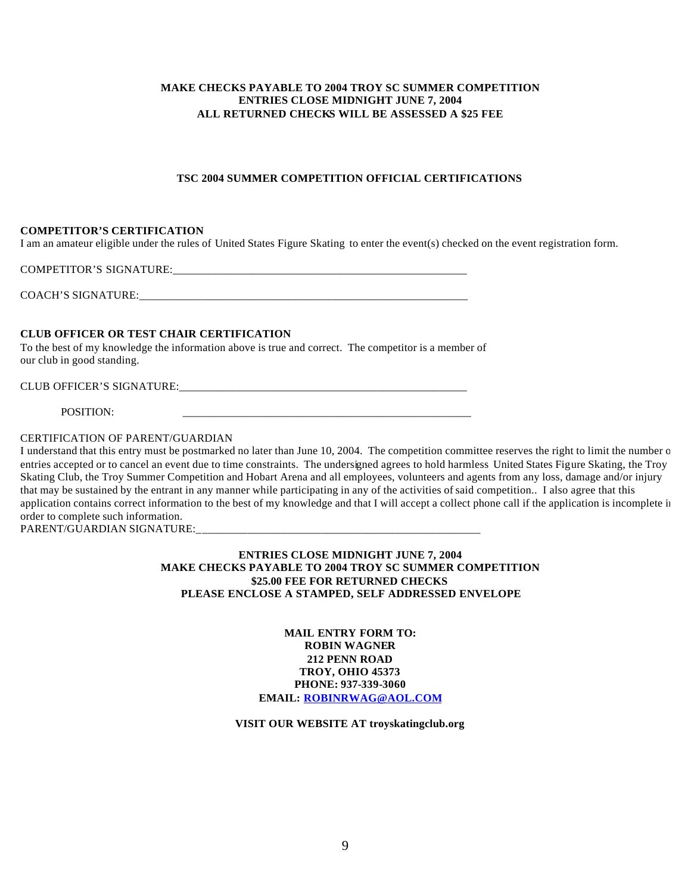**MAKE CHECKS PAYABLE TO 2004 TROY SC SUMMER COMPETITION**
**ENTRIES CLOSE MIDNIGHT JUNE 7, 2004**
**ALL RETURNED CHECKS WILL BE ASSESSED A $25 FEE**

## TSC 2004 SUMMER COMPETITION OFFICIAL CERTIFICATIONS

### COMPETITOR'S CERTIFICATION

I am an amateur eligible under the rules of United States Figure Skating to enter the event(s) checked on the event registration form.

COMPETITOR'S SIGNATURE:_______________________________________________________

COACH'S SIGNATURE:_____________________________________________________________

### CLUB OFFICER OR TEST CHAIR CERTIFICATION

To the best of my knowledge the information above is true and correct. The competitor is a member of our club in good standing.

CLUB OFFICER'S SIGNATURE:_____________________________________________________

POSITION: _____________________________________________________

CERTIFICATION OF PARENT/GUARDIAN

I understand that this entry must be postmarked no later than June 10, 2004. The competition committee reserves the right to limit the number o entries accepted or to cancel an event due to time constraints. The undersigned agrees to hold harmless United States Figure Skating, the Troy Skating Club, the Troy Summer Competition and Hobart Arena and all employees, volunteers and agents from any loss, damage and/or injury that may be sustained by the entrant in any manner while participating in any of the activities of said competition.. I also agree that this application contains correct information to the best of my knowledge and that I will accept a collect phone call if the application is incomplete i order to complete such information.

PARENT/GUARDIAN SIGNATURE:_____________________________________________________

**ENTRIES CLOSE MIDNIGHT JUNE 7, 2004**
**MAKE CHECKS PAYABLE TO 2004 TROY SC SUMMER COMPETITION**
**$25.00 FEE FOR RETURNED CHECKS**
**PLEASE ENCLOSE A STAMPED, SELF ADDRESSED ENVELOPE**

**MAIL ENTRY FORM TO:**
**ROBIN WAGNER**
**212 PENN ROAD**
**TROY, OHIO 45373**
**PHONE: 937-339-3060**
**EMAIL: ROBINRWAG@AOL.COM**

**VISIT OUR WEBSITE AT troyskatingclub.org**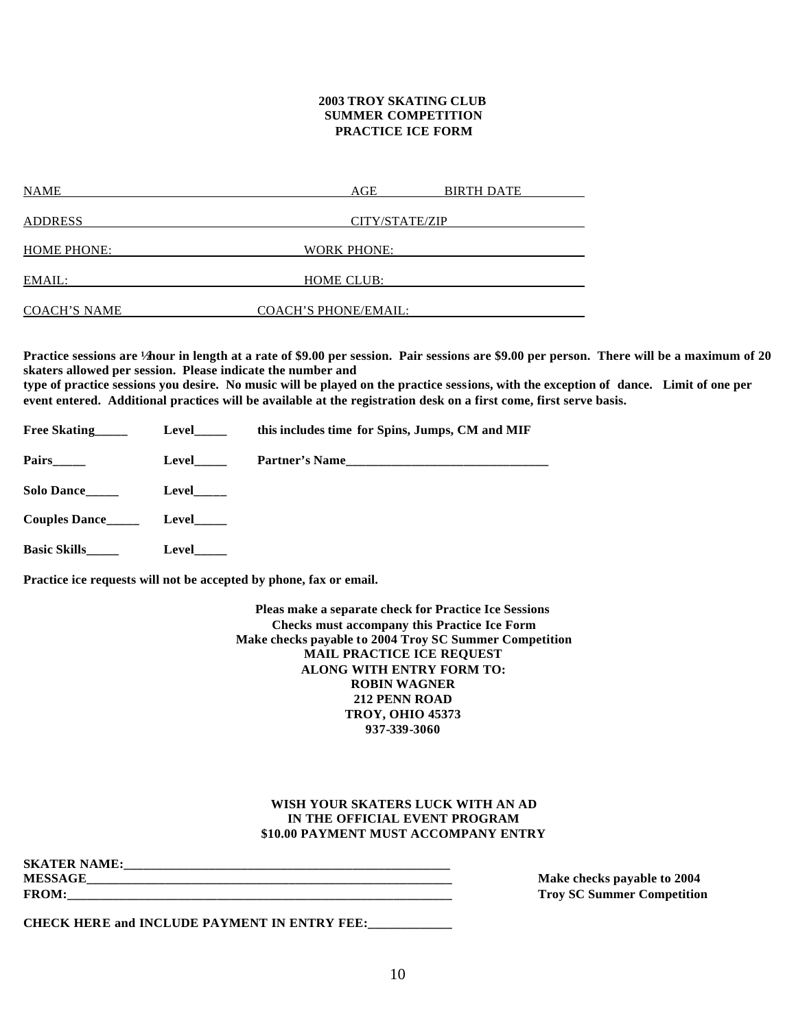**2003 TROY SKATING CLUB**
**SUMMER COMPETITION**
**PRACTICE ICE FORM**

NAME ______________________________ AGE ________ BIRTH DATE ________

ADDRESS ______________________________ CITY/STATE/ZIP ______________________________

HOME PHONE: ______________________________ WORK PHONE: ______________________________

EMAIL: ______________________________ HOME CLUB: ______________________________

COACH'S NAME ______________________________ COACH'S PHONE/EMAIL: ______________________________

**Practice sessions are ½ hour in length at a rate of $9.00 per session. Pair sessions are $9.00 per person. There will be a maximum of 20 skaters allowed per session. Please indicate the number and type of practice sessions you desire. No music will be played on the practice sessions, with the exception of dance. Limit of one per event entered. Additional practices will be available at the registration desk on a first come, first serve basis.**

**Free Skating_____ Level_____ this includes time for Spins, Jumps, CM and MIF**

**Pairs_____ Level_____ Partner's Name________________________________**

**Solo Dance_____ Level_____**

**Couples Dance_____ Level_____**

**Basic Skills_____ Level_____**

**Practice ice requests will not be accepted by phone, fax or email.**

**Pleas make a separate check for Practice Ice Sessions**
**Checks must accompany this Practice Ice Form**
**Make checks payable to 2004 Troy SC Summer Competition**
**MAIL PRACTICE ICE REQUEST**
**ALONG WITH ENTRY FORM TO:**
**ROBIN WAGNER**
**212 PENN ROAD**
**TROY, OHIO 45373**
**937-339-3060**

**WISH YOUR SKATERS LUCK WITH AN AD**
**IN THE OFFICIAL EVENT PROGRAM**
**$10.00 PAYMENT MUST ACCOMPANY ENTRY**

**SKATER NAME:____________________________________________________**
**MESSAGE_________________________________________________________**
**FROM:___________________________________________________________**

**Make checks payable to 2004 Troy SC Summer Competition**

**CHECK HERE and INCLUDE PAYMENT IN ENTRY FEE:_____________**